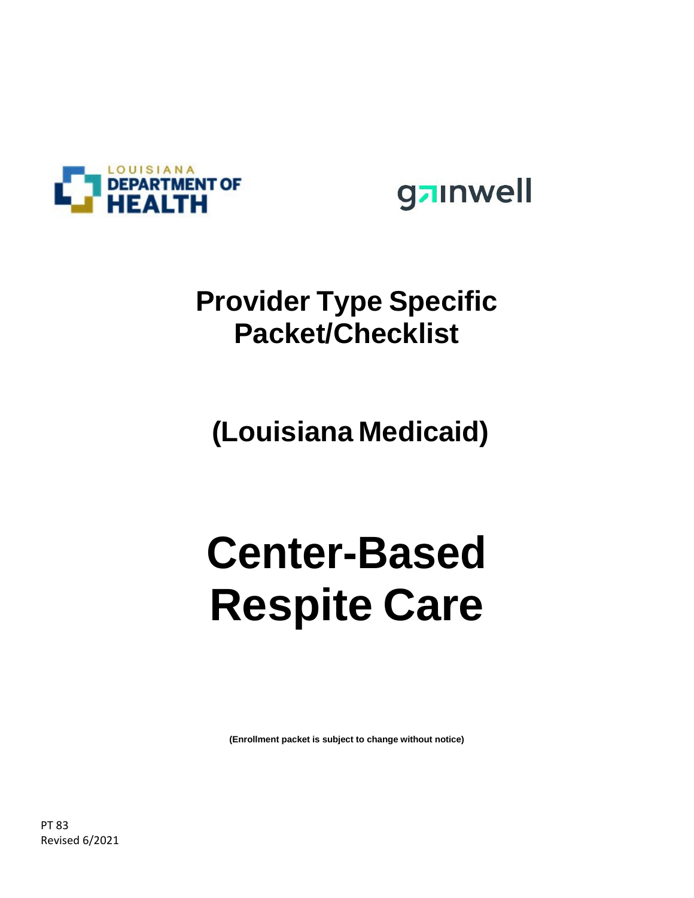LOUISIANA DEPARTMENT OF HEALTH

gainwell

# Provider Type Specific Packet/Checklist

## (Louisiana Medicaid)

# Center-Based Respite Care

**(Enrollment packet is subject to change without notice)**

PT 83
Revised 6/2021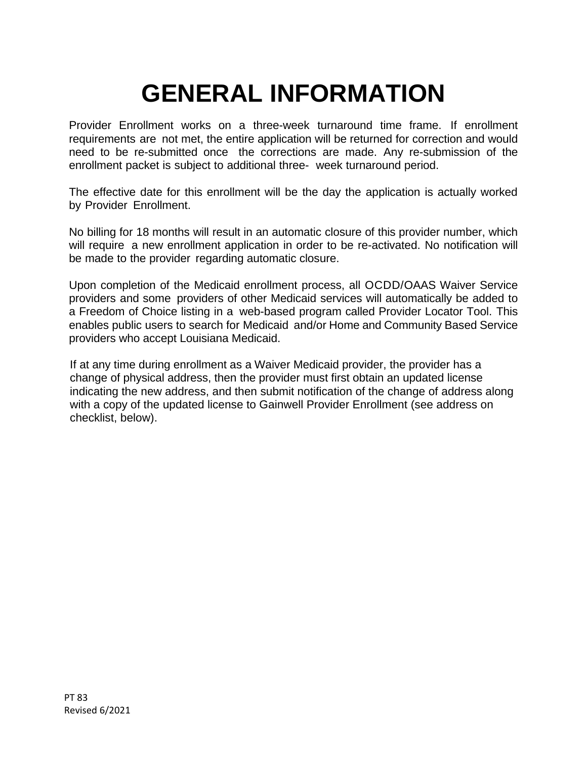# GENERAL INFORMATION

Provider Enrollment works on a three-week turnaround time frame. If enrollment requirements are not met, the entire application will be returned for correction and would need to be re-submitted once the corrections are made. Any re-submission of the enrollment packet is subject to additional three- week turnaround period.

The effective date for this enrollment will be the day the application is actually worked by Provider Enrollment.

No billing for 18 months will result in an automatic closure of this provider number, which will require a new enrollment application in order to be re-activated. No notification will be made to the provider regarding automatic closure.

Upon completion of the Medicaid enrollment process, all OCDD/OAAS Waiver Service providers and some providers of other Medicaid services will automatically be added to a Freedom of Choice listing in a web-based program called Provider Locator Tool. This enables public users to search for Medicaid and/or Home and Community Based Service providers who accept Louisiana Medicaid.

If at any time during enrollment as a Waiver Medicaid provider, the provider has a change of physical address, then the provider must first obtain an updated license indicating the new address, and then submit notification of the change of address along with a copy of the updated license to Gainwell Provider Enrollment (see address on checklist, below).

PT 83
Revised 6/2021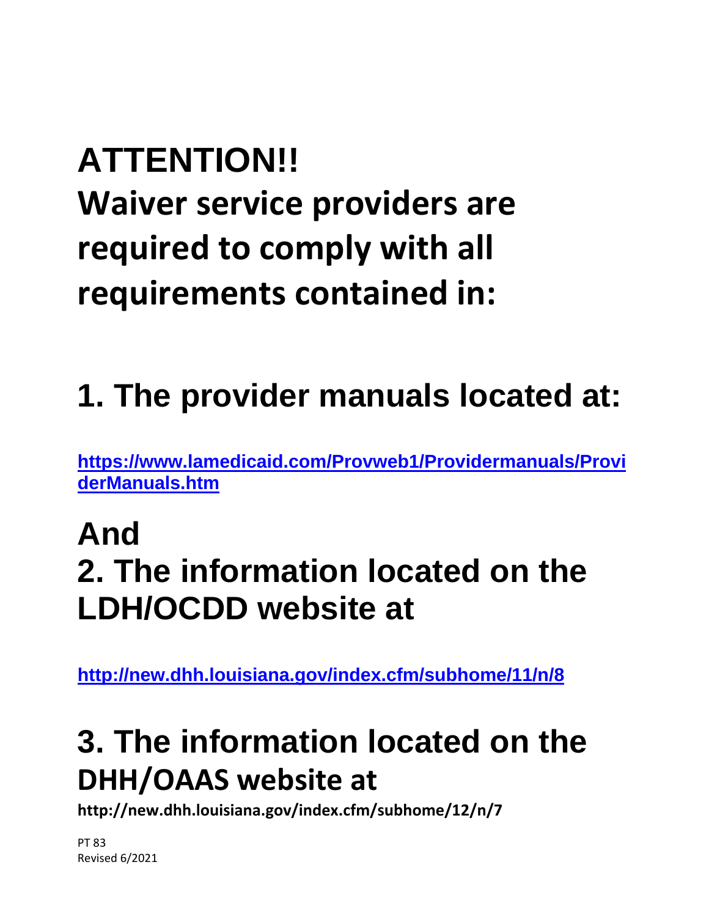# ATTENTION!!

# Waiver service providers are required to comply with all requirements contained in:

## 1. The provider manuals located at:

**https://www.lamedicaid.com/Provweb1/Providermanuals/ProviderManuals.htm**

## And

## 2. The information located on the LDH/OCDD website at

**http://new.dhh.louisiana.gov/index.cfm/subhome/11/n/8**

## 3. The information located on the DHH/OAAS website at

**http://new.dhh.louisiana.gov/index.cfm/subhome/12/n/7**

PT 83
Revised 6/2021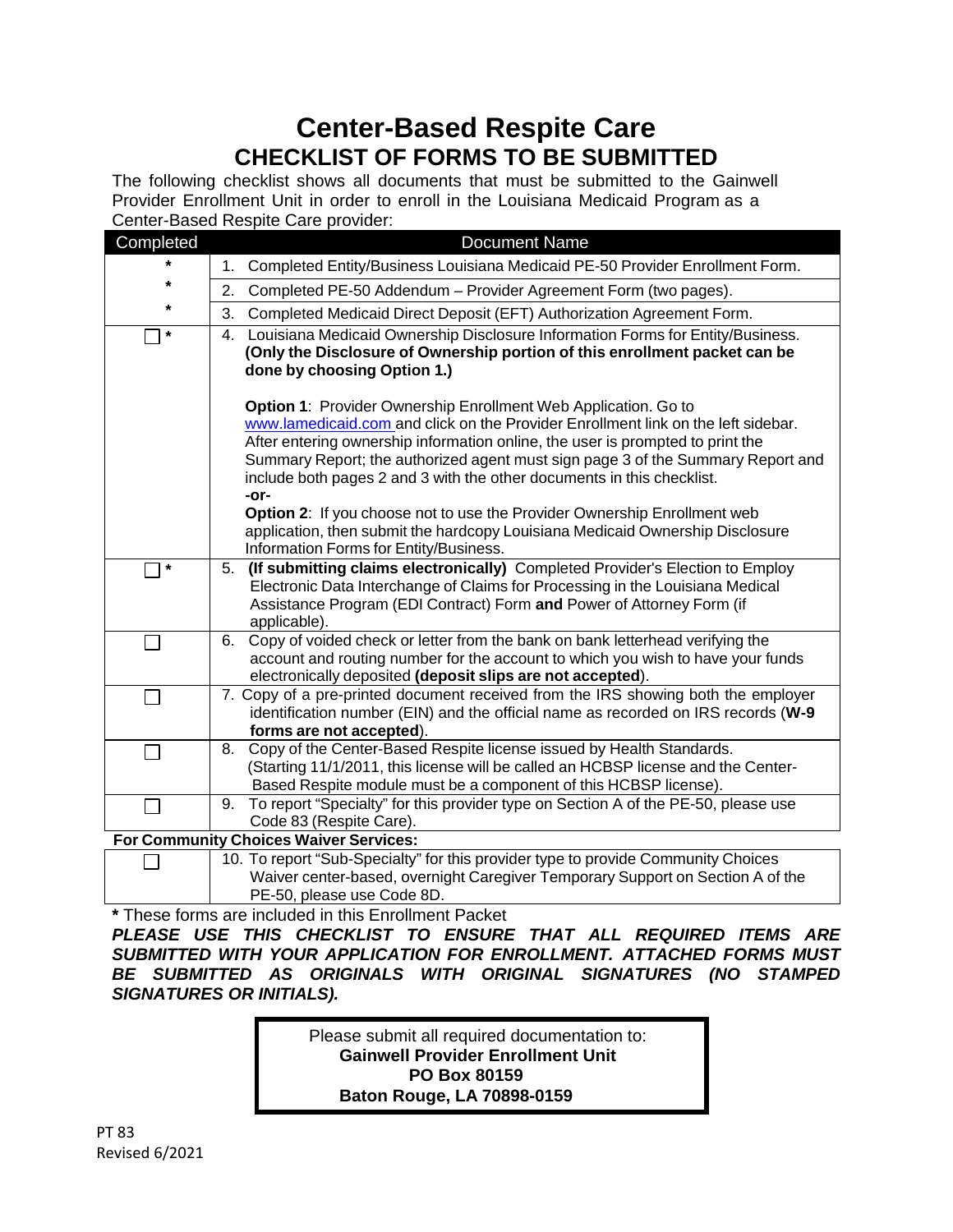# Center-Based Respite Care

## CHECKLIST OF FORMS TO BE SUBMITTED

The following checklist shows all documents that must be submitted to the Gainwell Provider Enrollment Unit in order to enroll in the Louisiana Medicaid Program as a Center-Based Respite Care provider:

| Completed | Document Name |
|---|---|
| * | 1. Completed Entity/Business Louisiana Medicaid PE-50 Provider Enrollment Form. |
| * | 2. Completed PE-50 Addendum – Provider Agreement Form (two pages). |
| * | 3. Completed Medicaid Direct Deposit (EFT) Authorization Agreement Form. |
| ☐ * | 4. Louisiana Medicaid Ownership Disclosure Information Forms for Entity/Business. **(Only the Disclosure of Ownership portion of this enrollment packet can be done by choosing Option 1.)**<br><br>**Option 1**: Provider Ownership Enrollment Web Application. Go to www.lamedicaid.com and click on the Provider Enrollment link on the left sidebar. After entering ownership information online, the user is prompted to print the Summary Report; the authorized agent must sign page 3 of the Summary Report and include both pages 2 and 3 with the other documents in this checklist.<br>**-or-**<br>**Option 2**: If you choose not to use the Provider Ownership Enrollment web application, then submit the hardcopy Louisiana Medicaid Ownership Disclosure Information Forms for Entity/Business. |
| ☐ * | 5. **(If submitting claims electronically)** Completed Provider's Election to Employ Electronic Data Interchange of Claims for Processing in the Louisiana Medical Assistance Program (EDI Contract) Form **and** Power of Attorney Form (if applicable). |
| ☐ | 6. Copy of voided check or letter from the bank on bank letterhead verifying the account and routing number for the account to which you wish to have your funds electronically deposited **(deposit slips are not accepted)**. |
| ☐ | 7. Copy of a pre-printed document received from the IRS showing both the employer identification number (EIN) and the official name as recorded on IRS records (**W-9 forms are not accepted**). |
| ☐ | 8. Copy of the Center-Based Respite license issued by Health Standards. (Starting 11/1/2011, this license will be called an HCBSP license and the Center-Based Respite module must be a component of this HCBSP license). |
| ☐ | 9. To report "Specialty" for this provider type on Section A of the PE-50, please use Code 83 (Respite Care). |
| **For Community Choices Waiver Services:** | |
| ☐ | 10. To report "Sub-Specialty" for this provider type to provide Community Choices Waiver center-based, overnight Caregiver Temporary Support on Section A of the PE-50, please use Code 8D. |

**\*** These forms are included in this Enrollment Packet

***PLEASE USE THIS CHECKLIST TO ENSURE THAT ALL REQUIRED ITEMS ARE SUBMITTED WITH YOUR APPLICATION FOR ENROLLMENT. ATTACHED FORMS MUST BE SUBMITTED AS ORIGINALS WITH ORIGINAL SIGNATURES (NO STAMPED SIGNATURES OR INITIALS).***

Please submit all required documentation to:
**Gainwell Provider Enrollment Unit**
**PO Box 80159**
**Baton Rouge, LA 70898-0159**

PT 83
Revised 6/2021